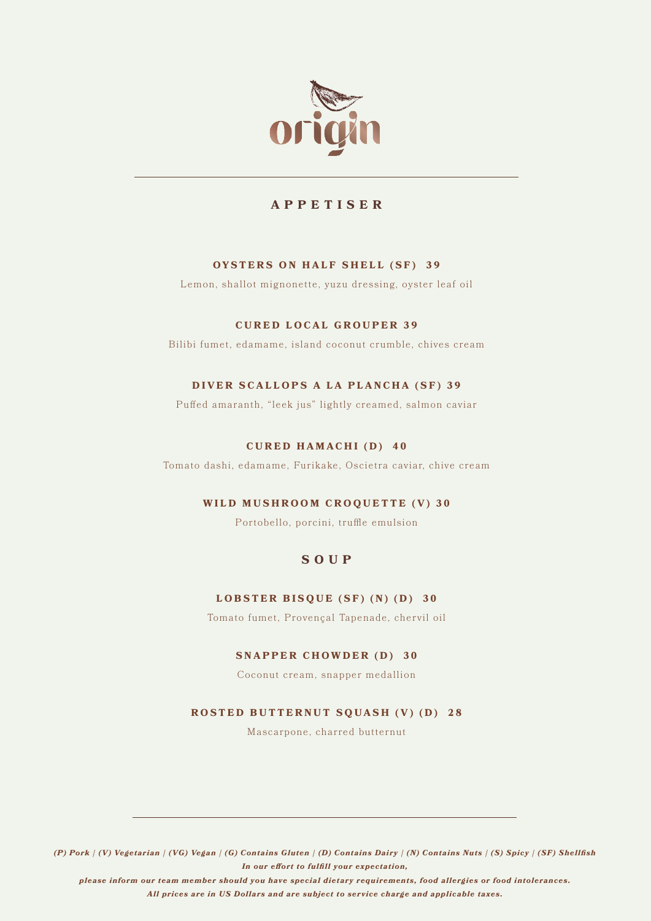# origin

## APPETISER

**OYSTERS ON HALF SHELL (SF) 39**

Lemon, shallot mignonette, yuzu dressing, oyster leaf oil

**CURED LOCAL GROUPER 39**

Bilibi fumet, edamame, island coconut crumble, chives cream

**DIVER SCALLOPS A LA PLANCHA (SF) 39**

Puffed amaranth, "leek jus" lightly creamed, salmon caviar

**CURED HAMACHI (D) 40**

Tomato dashi, edamame, Furikake, Oscietra caviar, chive cream

**WILD MUSHROOM CROQUETTE (V) 30**

Portobello, porcini, truffle emulsion

## SOUP

**LOBSTER BISQUE (SF) (N) (D) 30**

Tomato fumet, Provençal Tapenade, chervil oil

**SNAPPER CHOWDER (D) 30**

Coconut cream, snapper medallion

**ROSTED BUTTERNUT SQUASH (V) (D) 28**

Mascarpone, charred butternut

***(P) Pork | (V) Vegetarian | (VG) Vegan | (G) Contains Gluten | (D) Contains Dairy | (N) Contains Nuts | (S) Spicy | (SF) Shellfish***
***In our effort to fulfill your expectation,***
***please inform our team member should you have special dietary requirements, food allergies or food intolerances.***
***All prices are in US Dollars and are subject to service charge and applicable taxes.***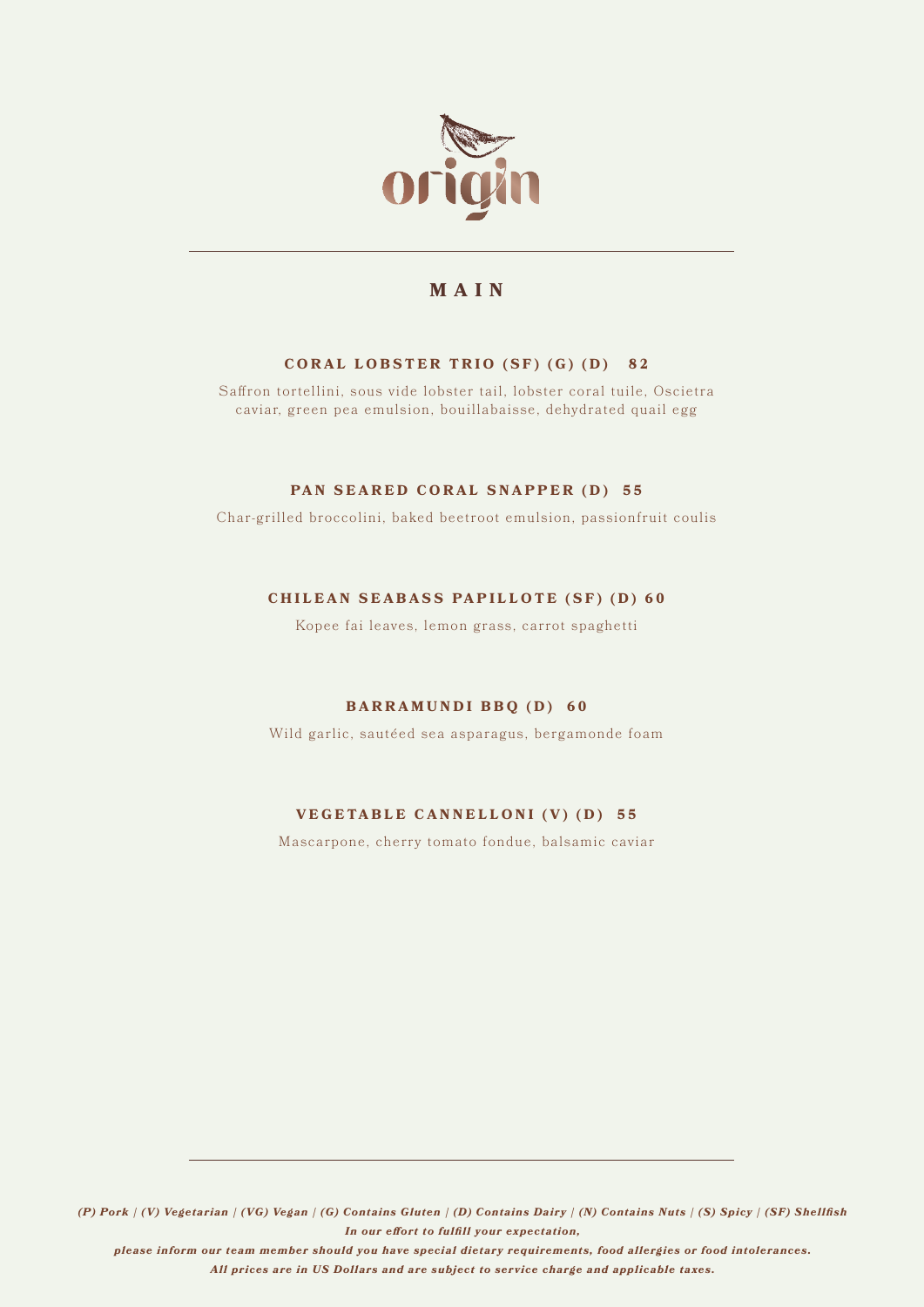origin

## MAIN

### CORAL LOBSTER TRIO (SF) (G) (D) 82

Saffron tortellini, sous vide lobster tail, lobster coral tuile, Oscietra caviar, green pea emulsion, bouillabaisse, dehydrated quail egg

### PAN SEARED CORAL SNAPPER (D) 55

Char-grilled broccolini, baked beetroot emulsion, passionfruit coulis

### CHILEAN SEABASS PAPILLOTE (SF) (D) 60

Kopee fai leaves, lemon grass, carrot spaghetti

### BARRAMUNDI BBQ (D) 60

Wild garlic, sautéed sea asparagus, bergamonde foam

### VEGETABLE CANNELLONI (V) (D) 55

Mascarpone, cherry tomato fondue, balsamic caviar

***(P) Pork | (V) Vegetarian | (VG) Vegan | (G) Contains Gluten | (D) Contains Dairy | (N) Contains Nuts | (S) Spicy | (SF) Shellfish***

***In our effort to fulfill your expectation,***

***please inform our team member should you have special dietary requirements, food allergies or food intolerances.***

***All prices are in US Dollars and are subject to service charge and applicable taxes.***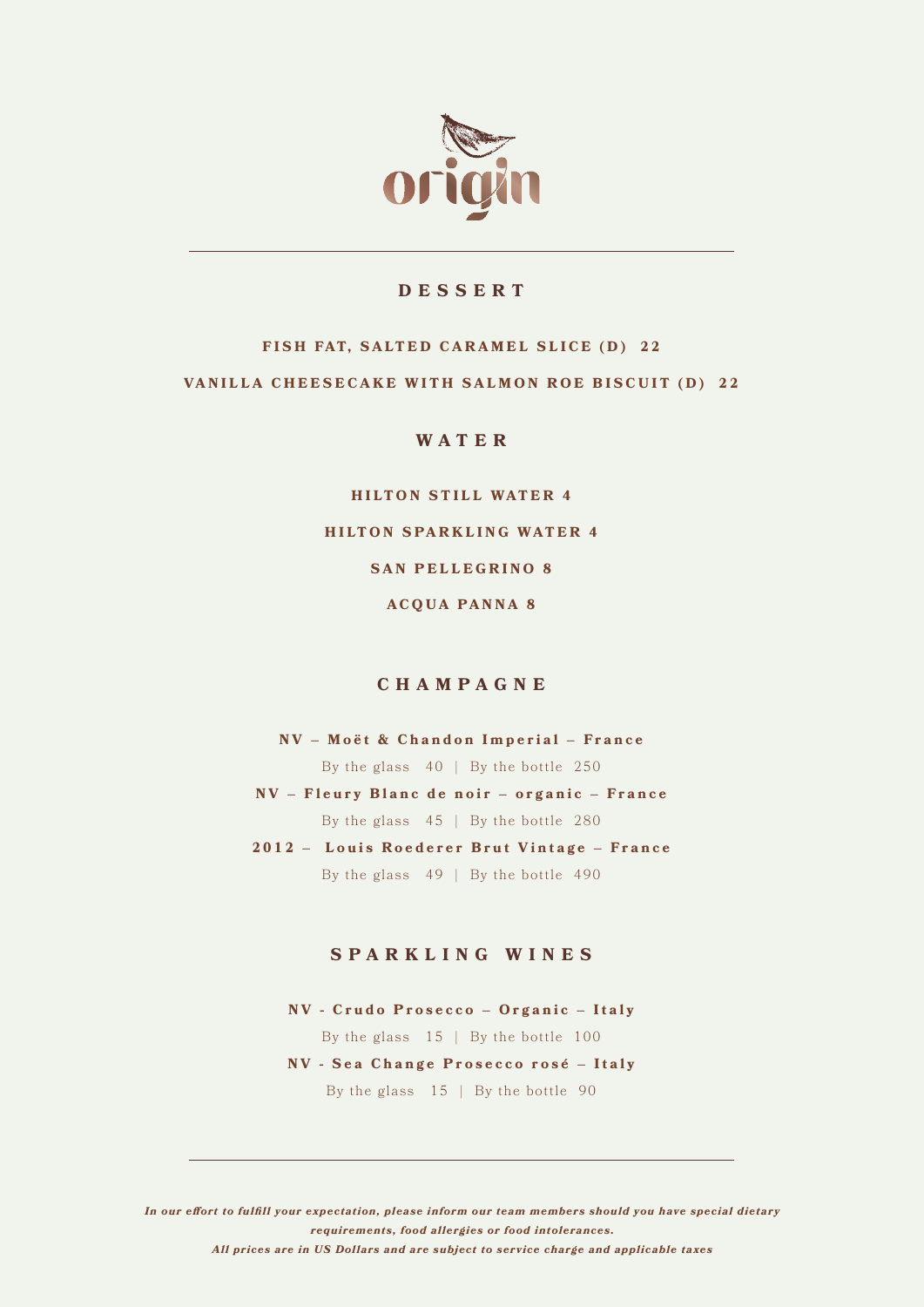# origin

## DESSERT

**FISH FAT, SALTED CARAMEL SLICE (D) 22**

**VANILLA CHEESECAKE WITH SALMON ROE BISCUIT (D) 22**

## WATER

**HILTON STILL WATER 4**

**HILTON SPARKLING WATER 4**

**SAN PELLEGRINO 8**

**ACQUA PANNA 8**

## CHAMPAGNE

**NV – Moët & Chandon Imperial – France**

By the glass 40 | By the bottle 250

**NV – Fleury Blanc de noir – organic – France**

By the glass 45 | By the bottle 280

**2012 – Louis Roederer Brut Vintage – France**

By the glass 49 | By the bottle 490

## SPARKLING WINES

**NV - Crudo Prosecco – Organic – Italy**

By the glass 15 | By the bottle 100

**NV - Sea Change Prosecco rosé – Italy**

By the glass 15 | By the bottle 90

---

***In our effort to fulfill your expectation, please inform our team members should you have special dietary requirements, food allergies or food intolerances.***

***All prices are in US Dollars and are subject to service charge and applicable taxes***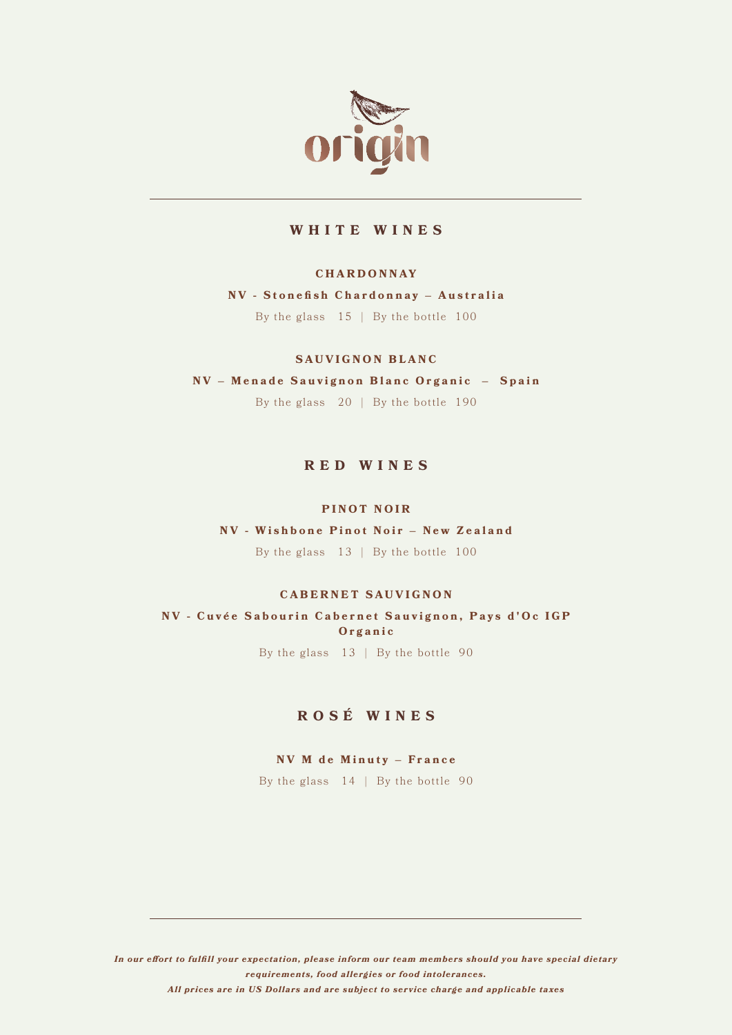# origin

## WHITE WINES

### CHARDONNAY

**NV - Stonefish Chardonnay – Australia**

By the glass 15 | By the bottle 100

### SAUVIGNON BLANC

**NV – Menade Sauvignon Blanc Organic – Spain**

By the glass 20 | By the bottle 190

## RED WINES

### PINOT NOIR

**NV - Wishbone Pinot Noir – New Zealand**

By the glass 13 | By the bottle 100

### CABERNET SAUVIGNON

**NV - Cuvée Sabourin Cabernet Sauvignon, Pays d'Oc IGP Organic**

By the glass 13 | By the bottle 90

## ROSÉ WINES

**NV M de Minuty – France**

By the glass 14 | By the bottle 90

***In our effort to fulfill your expectation, please inform our team members should you have special dietary requirements, food allergies or food intolerances.***

***All prices are in US Dollars and are subject to service charge and applicable taxes***